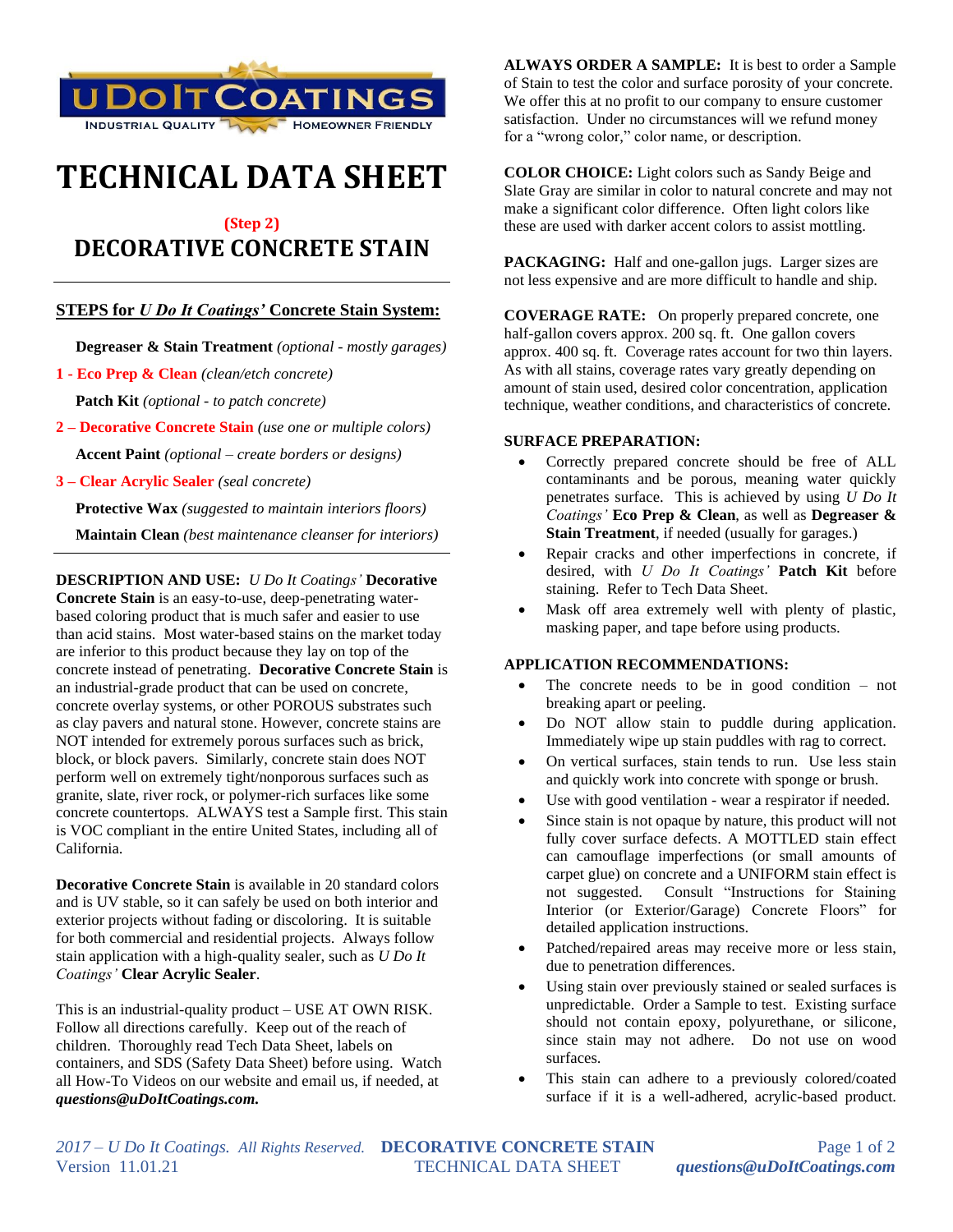U DO IT COATINGS
INDUSTRIAL QUALITY HOMEOWNER FRIENDLY

# TECHNICAL DATA SHEET

## (Step 2)

## DECORATIVE CONCRETE STAIN

---

**STEPS for *U Do It Coatings'* Concrete Stain System:**

**Degreaser & Stain Treatment** *(optional - mostly garages)*

**1 - Eco Prep & Clean** *(clean/etch concrete)*

**Patch Kit** *(optional - to patch concrete)*

**2 – Decorative Concrete Stain** *(use one or multiple colors)*

**Accent Paint** *(optional – create borders or designs)*

**3 – Clear Acrylic Sealer** *(seal concrete)*

**Protective Wax** *(suggested to maintain interiors floors)*

**Maintain Clean** *(best maintenance cleanser for interiors)*

---

**DESCRIPTION AND USE:** *U Do It Coatings'* **Decorative Concrete Stain** is an easy-to-use, deep-penetrating water-based coloring product that is much safer and easier to use than acid stains. Most water-based stains on the market today are inferior to this product because they lay on top of the concrete instead of penetrating. **Decorative Concrete Stain** is an industrial-grade product that can be used on concrete, concrete overlay systems, or other POROUS substrates such as clay pavers and natural stone. However, concrete stains are NOT intended for extremely porous surfaces such as brick, block, or block pavers. Similarly, concrete stain does NOT perform well on extremely tight/nonporous surfaces such as granite, slate, river rock, or polymer-rich surfaces like some concrete countertops. ALWAYS test a Sample first. This stain is VOC compliant in the entire United States, including all of California.

**Decorative Concrete Stain** is available in 20 standard colors and is UV stable, so it can safely be used on both interior and exterior projects without fading or discoloring. It is suitable for both commercial and residential projects. Always follow stain application with a high-quality sealer, such as *U Do It Coatings'* **Clear Acrylic Sealer**.

This is an industrial-quality product – USE AT OWN RISK. Follow all directions carefully. Keep out of the reach of children. Thoroughly read Tech Data Sheet, labels on containers, and SDS (Safety Data Sheet) before using. Watch all How-To Videos on our website and email us, if needed, at ***questions@uDoItCoatings.com.***

**ALWAYS ORDER A SAMPLE:** It is best to order a Sample of Stain to test the color and surface porosity of your concrete. We offer this at no profit to our company to ensure customer satisfaction. Under no circumstances will we refund money for a "wrong color," color name, or description.

**COLOR CHOICE:** Light colors such as Sandy Beige and Slate Gray are similar in color to natural concrete and may not make a significant color difference. Often light colors like these are used with darker accent colors to assist mottling.

**PACKAGING:** Half and one-gallon jugs. Larger sizes are not less expensive and are more difficult to handle and ship.

**COVERAGE RATE:** On properly prepared concrete, one half-gallon covers approx. 200 sq. ft. One gallon covers approx. 400 sq. ft. Coverage rates account for two thin layers. As with all stains, coverage rates vary greatly depending on amount of stain used, desired color concentration, application technique, weather conditions, and characteristics of concrete.

**SURFACE PREPARATION:**

- Correctly prepared concrete should be free of ALL contaminants and be porous, meaning water quickly penetrates surface. This is achieved by using *U Do It Coatings'* **Eco Prep & Clean**, as well as **Degreaser & Stain Treatment**, if needed (usually for garages.)
- Repair cracks and other imperfections in concrete, if desired, with *U Do It Coatings'* **Patch Kit** before staining. Refer to Tech Data Sheet.
- Mask off area extremely well with plenty of plastic, masking paper, and tape before using products.

**APPLICATION RECOMMENDATIONS:**

- The concrete needs to be in good condition – not breaking apart or peeling.
- Do NOT allow stain to puddle during application. Immediately wipe up stain puddles with rag to correct.
- On vertical surfaces, stain tends to run. Use less stain and quickly work into concrete with sponge or brush.
- Use with good ventilation - wear a respirator if needed.
- Since stain is not opaque by nature, this product will not fully cover surface defects. A MOTTLED stain effect can camouflage imperfections (or small amounts of carpet glue) on concrete and a UNIFORM stain effect is not suggested. Consult "Instructions for Staining Interior (or Exterior/Garage) Concrete Floors" for detailed application instructions.
- Patched/repaired areas may receive more or less stain, due to penetration differences.
- Using stain over previously stained or sealed surfaces is unpredictable. Order a Sample to test. Existing surface should not contain epoxy, polyurethane, or silicone, since stain may not adhere. Do not use on wood surfaces.
- This stain can adhere to a previously colored/coated surface if it is a well-adhered, acrylic-based product.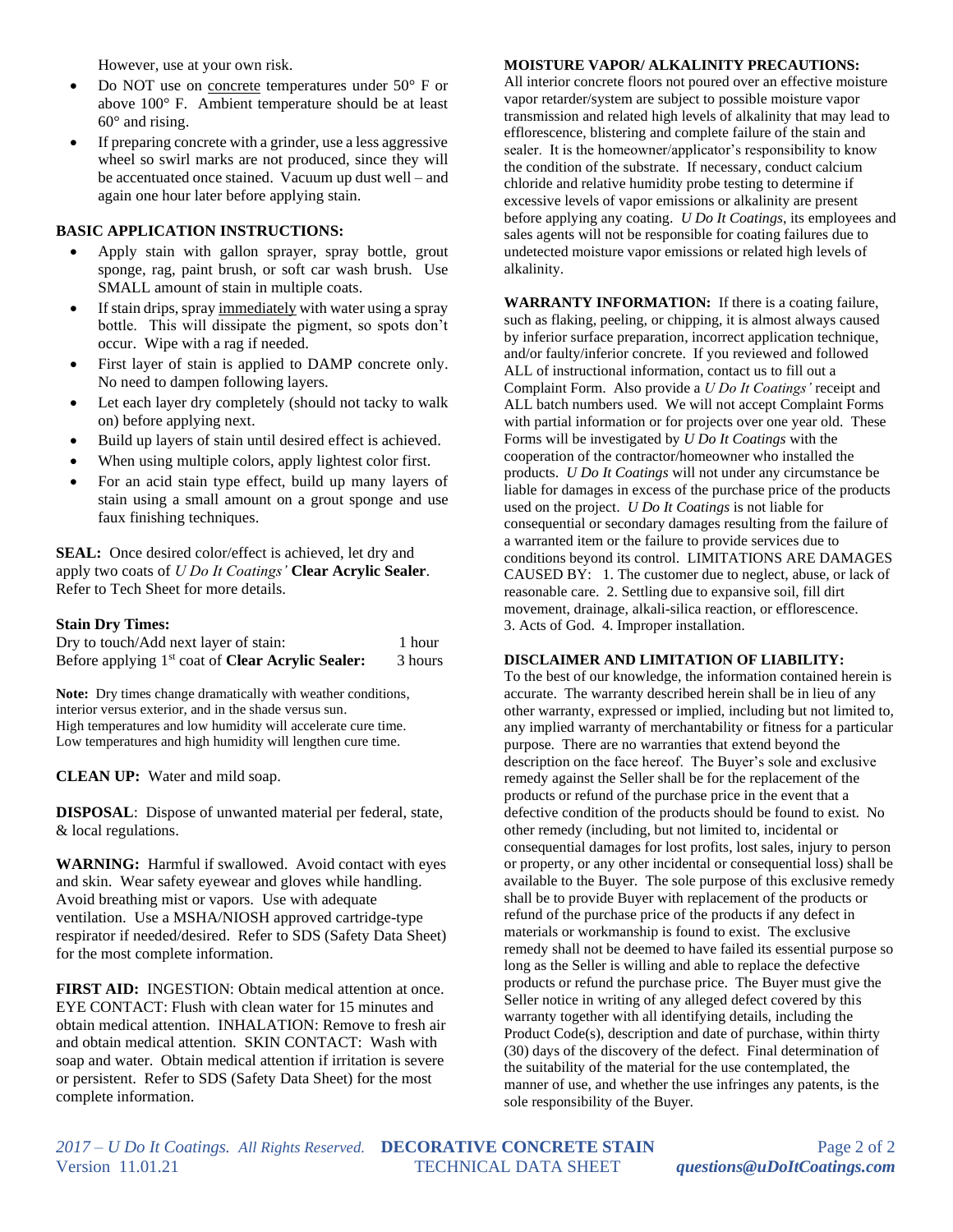However, use at your own risk.

- Do NOT use on concrete temperatures under 50° F or above 100° F. Ambient temperature should be at least 60° and rising.
- If preparing concrete with a grinder, use a less aggressive wheel so swirl marks are not produced, since they will be accentuated once stained. Vacuum up dust well – and again one hour later before applying stain.

**BASIC APPLICATION INSTRUCTIONS:**

- Apply stain with gallon sprayer, spray bottle, grout sponge, rag, paint brush, or soft car wash brush. Use SMALL amount of stain in multiple coats.
- If stain drips, spray immediately with water using a spray bottle. This will dissipate the pigment, so spots don't occur. Wipe with a rag if needed.
- First layer of stain is applied to DAMP concrete only. No need to dampen following layers.
- Let each layer dry completely (should not tacky to walk on) before applying next.
- Build up layers of stain until desired effect is achieved.
- When using multiple colors, apply lightest color first.
- For an acid stain type effect, build up many layers of stain using a small amount on a grout sponge and use faux finishing techniques.

**SEAL:** Once desired color/effect is achieved, let dry and apply two coats of *U Do It Coatings'* **Clear Acrylic Sealer**. Refer to Tech Sheet for more details.

**Stain Dry Times:**

| | |
|---|---|
| Dry to touch/Add next layer of stain: | 1 hour |
| Before applying 1st coat of **Clear Acrylic Sealer:** | 3 hours |

**Note:** Dry times change dramatically with weather conditions, interior versus exterior, and in the shade versus sun. High temperatures and low humidity will accelerate cure time. Low temperatures and high humidity will lengthen cure time.

**CLEAN UP:** Water and mild soap.

**DISPOSAL**: Dispose of unwanted material per federal, state, & local regulations.

**WARNING:** Harmful if swallowed. Avoid contact with eyes and skin. Wear safety eyewear and gloves while handling. Avoid breathing mist or vapors. Use with adequate ventilation. Use a MSHA/NIOSH approved cartridge-type respirator if needed/desired. Refer to SDS (Safety Data Sheet) for the most complete information.

**FIRST AID:** INGESTION: Obtain medical attention at once. EYE CONTACT: Flush with clean water for 15 minutes and obtain medical attention. INHALATION: Remove to fresh air and obtain medical attention. SKIN CONTACT: Wash with soap and water. Obtain medical attention if irritation is severe or persistent. Refer to SDS (Safety Data Sheet) for the most complete information.

**MOISTURE VAPOR/ ALKALINITY PRECAUTIONS:**
All interior concrete floors not poured over an effective moisture vapor retarder/system are subject to possible moisture vapor transmission and related high levels of alkalinity that may lead to efflorescence, blistering and complete failure of the stain and sealer. It is the homeowner/applicator's responsibility to know the condition of the substrate. If necessary, conduct calcium chloride and relative humidity probe testing to determine if excessive levels of vapor emissions or alkalinity are present before applying any coating. *U Do It Coatings*, its employees and sales agents will not be responsible for coating failures due to undetected moisture vapor emissions or related high levels of alkalinity.

**WARRANTY INFORMATION:** If there is a coating failure, such as flaking, peeling, or chipping, it is almost always caused by inferior surface preparation, incorrect application technique, and/or faulty/inferior concrete. If you reviewed and followed ALL of instructional information, contact us to fill out a Complaint Form. Also provide a *U Do It Coatings'* receipt and ALL batch numbers used. We will not accept Complaint Forms with partial information or for projects over one year old. These Forms will be investigated by *U Do It Coatings* with the cooperation of the contractor/homeowner who installed the products. *U Do It Coatings* will not under any circumstance be liable for damages in excess of the purchase price of the products used on the project. *U Do It Coatings* is not liable for consequential or secondary damages resulting from the failure of a warranted item or the failure to provide services due to conditions beyond its control. LIMITATIONS ARE DAMAGES CAUSED BY: 1. The customer due to neglect, abuse, or lack of reasonable care. 2. Settling due to expansive soil, fill dirt movement, drainage, alkali-silica reaction, or efflorescence. 3. Acts of God. 4. Improper installation.

**DISCLAIMER AND LIMITATION OF LIABILITY:**
To the best of our knowledge, the information contained herein is accurate. The warranty described herein shall be in lieu of any other warranty, expressed or implied, including but not limited to, any implied warranty of merchantability or fitness for a particular purpose. There are no warranties that extend beyond the description on the face hereof. The Buyer's sole and exclusive remedy against the Seller shall be for the replacement of the products or refund of the purchase price in the event that a defective condition of the products should be found to exist. No other remedy (including, but not limited to, incidental or consequential damages for lost profits, lost sales, injury to person or property, or any other incidental or consequential loss) shall be available to the Buyer. The sole purpose of this exclusive remedy shall be to provide Buyer with replacement of the products or refund of the purchase price of the products if any defect in materials or workmanship is found to exist. The exclusive remedy shall not be deemed to have failed its essential purpose so long as the Seller is willing and able to replace the defective products or refund the purchase price. The Buyer must give the Seller notice in writing of any alleged defect covered by this warranty together with all identifying details, including the Product Code(s), description and date of purchase, within thirty (30) days of the discovery of the defect. Final determination of the suitability of the material for the use contemplated, the manner of use, and whether the use infringes any patents, is the sole responsibility of the Buyer.